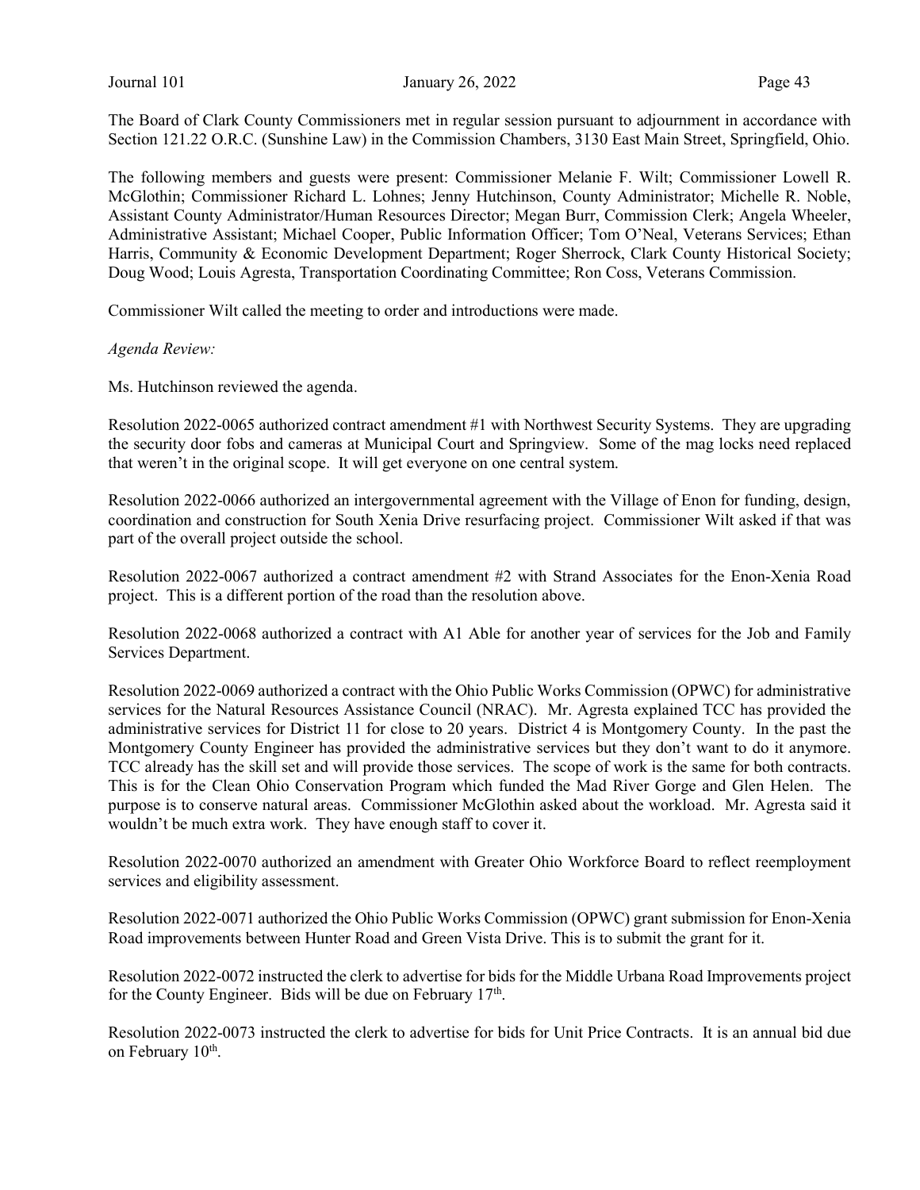The Board of Clark County Commissioners met in regular session pursuant to adjournment in accordance with Section 121.22 O.R.C. (Sunshine Law) in the Commission Chambers, 3130 East Main Street, Springfield, Ohio.

The following members and guests were present: Commissioner Melanie F. Wilt; Commissioner Lowell R. McGlothin; Commissioner Richard L. Lohnes; Jenny Hutchinson, County Administrator; Michelle R. Noble, Assistant County Administrator/Human Resources Director; Megan Burr, Commission Clerk; Angela Wheeler, Administrative Assistant; Michael Cooper, Public Information Officer; Tom O'Neal, Veterans Services; Ethan Harris, Community & Economic Development Department; Roger Sherrock, Clark County Historical Society; Doug Wood; Louis Agresta, Transportation Coordinating Committee; Ron Coss, Veterans Commission.

Commissioner Wilt called the meeting to order and introductions were made.

*Agenda Review:*

Ms. Hutchinson reviewed the agenda.

Resolution 2022-0065 authorized contract amendment #1 with Northwest Security Systems. They are upgrading the security door fobs and cameras at Municipal Court and Springview. Some of the mag locks need replaced that weren't in the original scope. It will get everyone on one central system.

Resolution 2022-0066 authorized an intergovernmental agreement with the Village of Enon for funding, design, coordination and construction for South Xenia Drive resurfacing project. Commissioner Wilt asked if that was part of the overall project outside the school.

Resolution 2022-0067 authorized a contract amendment #2 with Strand Associates for the Enon-Xenia Road project. This is a different portion of the road than the resolution above.

Resolution 2022-0068 authorized a contract with A1 Able for another year of services for the Job and Family Services Department.

Resolution 2022-0069 authorized a contract with the Ohio Public Works Commission (OPWC) for administrative services for the Natural Resources Assistance Council (NRAC). Mr. Agresta explained TCC has provided the administrative services for District 11 for close to 20 years. District 4 is Montgomery County. In the past the Montgomery County Engineer has provided the administrative services but they don't want to do it anymore. TCC already has the skill set and will provide those services. The scope of work is the same for both contracts. This is for the Clean Ohio Conservation Program which funded the Mad River Gorge and Glen Helen. The purpose is to conserve natural areas. Commissioner McGlothin asked about the workload. Mr. Agresta said it wouldn't be much extra work. They have enough staff to cover it.

Resolution 2022-0070 authorized an amendment with Greater Ohio Workforce Board to reflect reemployment services and eligibility assessment.

Resolution 2022-0071 authorized the Ohio Public Works Commission (OPWC) grant submission for Enon-Xenia Road improvements between Hunter Road and Green Vista Drive. This is to submit the grant for it.

Resolution 2022-0072 instructed the clerk to advertise for bids for the Middle Urbana Road Improvements project for the County Engineer. Bids will be due on February 17th.

Resolution 2022-0073 instructed the clerk to advertise for bids for Unit Price Contracts. It is an annual bid due on February 10th.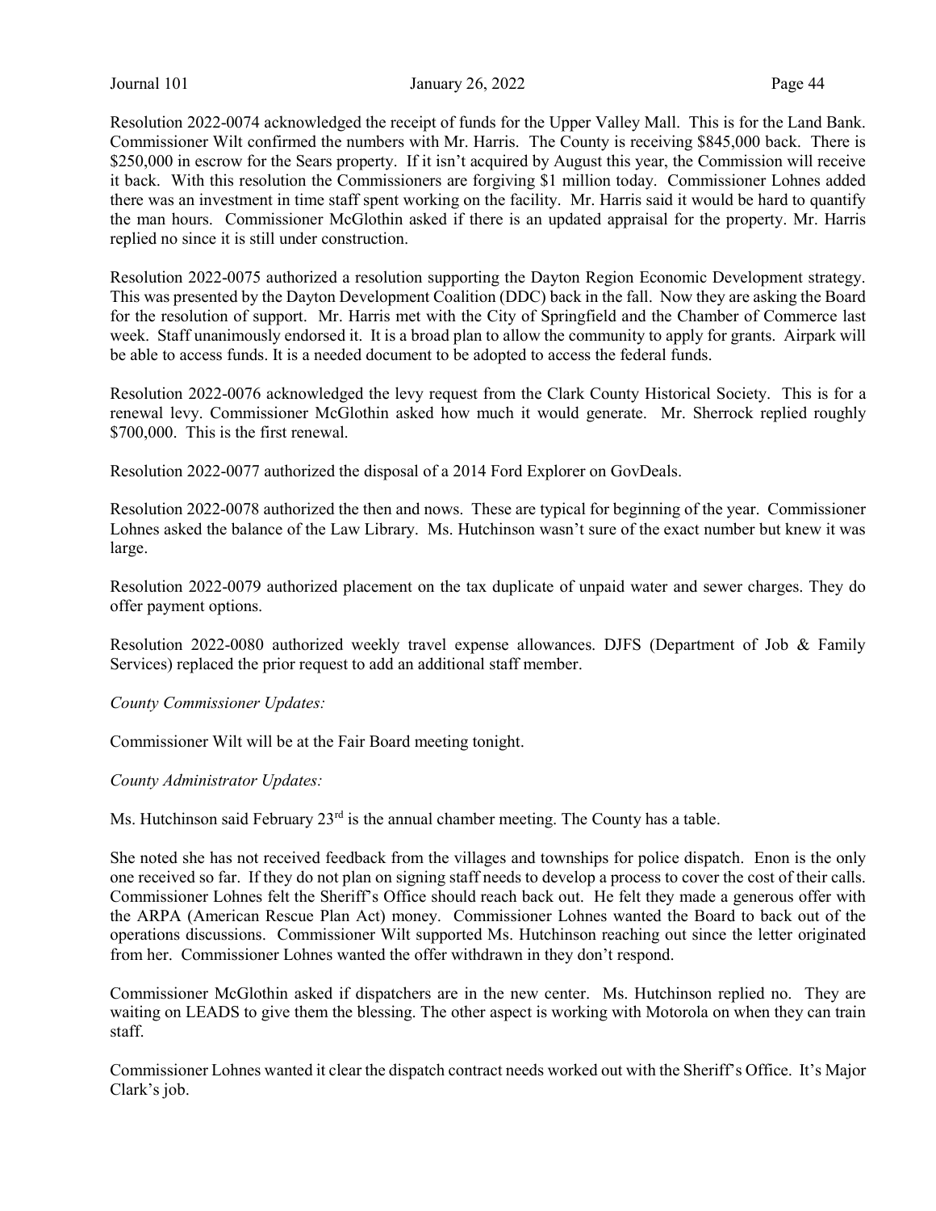Resolution 2022-0074 acknowledged the receipt of funds for the Upper Valley Mall. This is for the Land Bank. Commissioner Wilt confirmed the numbers with Mr. Harris. The County is receiving $845,000 back. There is $250,000 in escrow for the Sears property. If it isn't acquired by August this year, the Commission will receive it back. With this resolution the Commissioners are forgiving $1 million today. Commissioner Lohnes added there was an investment in time staff spent working on the facility. Mr. Harris said it would be hard to quantify the man hours. Commissioner McGlothin asked if there is an updated appraisal for the property. Mr. Harris replied no since it is still under construction.

Resolution 2022-0075 authorized a resolution supporting the Dayton Region Economic Development strategy. This was presented by the Dayton Development Coalition (DDC) back in the fall. Now they are asking the Board for the resolution of support. Mr. Harris met with the City of Springfield and the Chamber of Commerce last week. Staff unanimously endorsed it. It is a broad plan to allow the community to apply for grants. Airpark will be able to access funds. It is a needed document to be adopted to access the federal funds.

Resolution 2022-0076 acknowledged the levy request from the Clark County Historical Society. This is for a renewal levy. Commissioner McGlothin asked how much it would generate. Mr. Sherrock replied roughly $700,000. This is the first renewal.

Resolution 2022-0077 authorized the disposal of a 2014 Ford Explorer on GovDeals.

Resolution 2022-0078 authorized the then and nows. These are typical for beginning of the year. Commissioner Lohnes asked the balance of the Law Library. Ms. Hutchinson wasn't sure of the exact number but knew it was large.

Resolution 2022-0079 authorized placement on the tax duplicate of unpaid water and sewer charges. They do offer payment options.

Resolution 2022-0080 authorized weekly travel expense allowances. DJFS (Department of Job & Family Services) replaced the prior request to add an additional staff member.

*County Commissioner Updates:*

Commissioner Wilt will be at the Fair Board meeting tonight.

*County Administrator Updates:*

Ms. Hutchinson said February 23rd is the annual chamber meeting. The County has a table.

She noted she has not received feedback from the villages and townships for police dispatch. Enon is the only one received so far. If they do not plan on signing staff needs to develop a process to cover the cost of their calls. Commissioner Lohnes felt the Sheriff's Office should reach back out. He felt they made a generous offer with the ARPA (American Rescue Plan Act) money. Commissioner Lohnes wanted the Board to back out of the operations discussions. Commissioner Wilt supported Ms. Hutchinson reaching out since the letter originated from her. Commissioner Lohnes wanted the offer withdrawn in they don't respond.

Commissioner McGlothin asked if dispatchers are in the new center. Ms. Hutchinson replied no. They are waiting on LEADS to give them the blessing. The other aspect is working with Motorola on when they can train staff.

Commissioner Lohnes wanted it clear the dispatch contract needs worked out with the Sheriff's Office. It's Major Clark's job.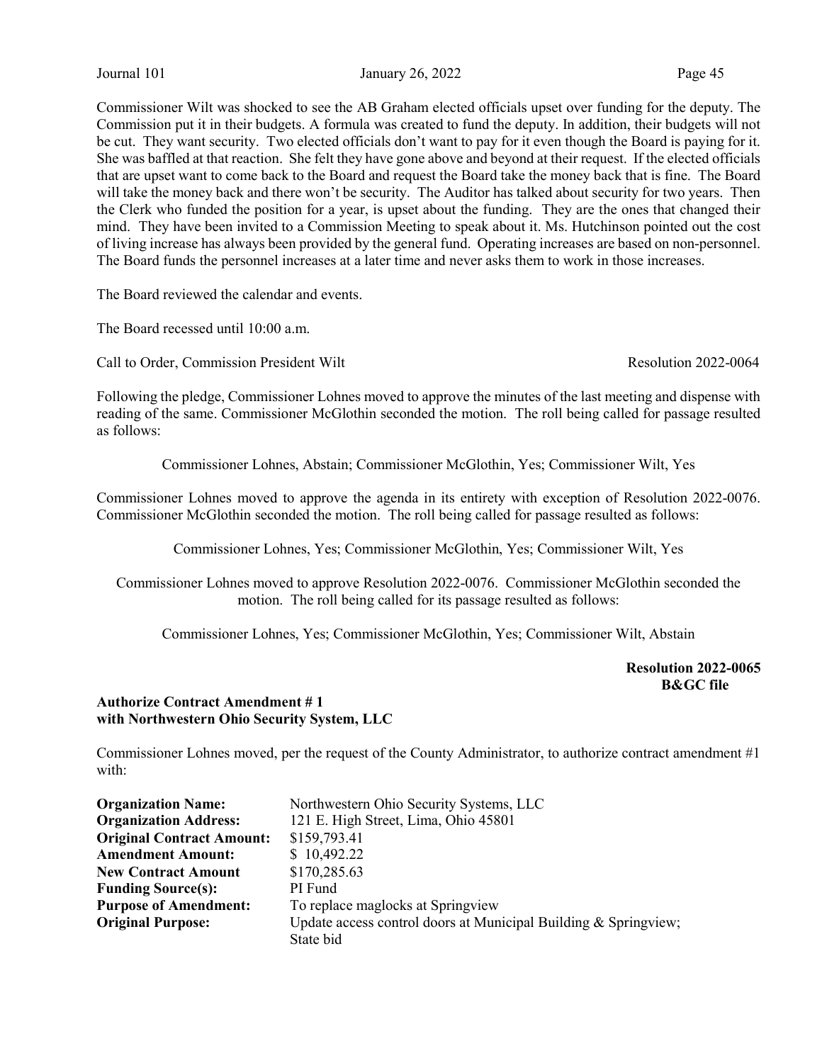Commissioner Wilt was shocked to see the AB Graham elected officials upset over funding for the deputy. The Commission put it in their budgets. A formula was created to fund the deputy. In addition, their budgets will not be cut. They want security. Two elected officials don't want to pay for it even though the Board is paying for it. She was baffled at that reaction. She felt they have gone above and beyond at their request. If the elected officials that are upset want to come back to the Board and request the Board take the money back that is fine. The Board will take the money back and there won't be security. The Auditor has talked about security for two years. Then the Clerk who funded the position for a year, is upset about the funding. They are the ones that changed their mind. They have been invited to a Commission Meeting to speak about it. Ms. Hutchinson pointed out the cost of living increase has always been provided by the general fund. Operating increases are based on non-personnel. The Board funds the personnel increases at a later time and never asks them to work in those increases.

The Board reviewed the calendar and events.

The Board recessed until 10:00 a.m.

Call to Order, Commission President Wilt — Resolution 2022-0064

Following the pledge, Commissioner Lohnes moved to approve the minutes of the last meeting and dispense with reading of the same. Commissioner McGlothin seconded the motion. The roll being called for passage resulted as follows:

Commissioner Lohnes, Abstain; Commissioner McGlothin, Yes; Commissioner Wilt, Yes

Commissioner Lohnes moved to approve the agenda in its entirety with exception of Resolution 2022-0076. Commissioner McGlothin seconded the motion. The roll being called for passage resulted as follows:

Commissioner Lohnes, Yes; Commissioner McGlothin, Yes; Commissioner Wilt, Yes

Commissioner Lohnes moved to approve Resolution 2022-0076. Commissioner McGlothin seconded the motion. The roll being called for its passage resulted as follows:

Commissioner Lohnes, Yes; Commissioner McGlothin, Yes; Commissioner Wilt, Abstain

**Resolution 2022-0065**
**B&GC file**

**Authorize Contract Amendment # 1**
**with Northwestern Ohio Security System, LLC**

Commissioner Lohnes moved, per the request of the County Administrator, to authorize contract amendment #1 with:

| | |
|---|---|
| **Organization Name:** | Northwestern Ohio Security Systems, LLC |
| **Organization Address:** | 121 E. High Street, Lima, Ohio 45801 |
| **Original Contract Amount:** | $159,793.41 |
| **Amendment Amount:** | $ 10,492.22 |
| **New Contract Amount** | $170,285.63 |
| **Funding Source(s):** | PI Fund |
| **Purpose of Amendment:** | To replace maglocks at Springview |
| **Original Purpose:** | Update access control doors at Municipal Building & Springview; State bid |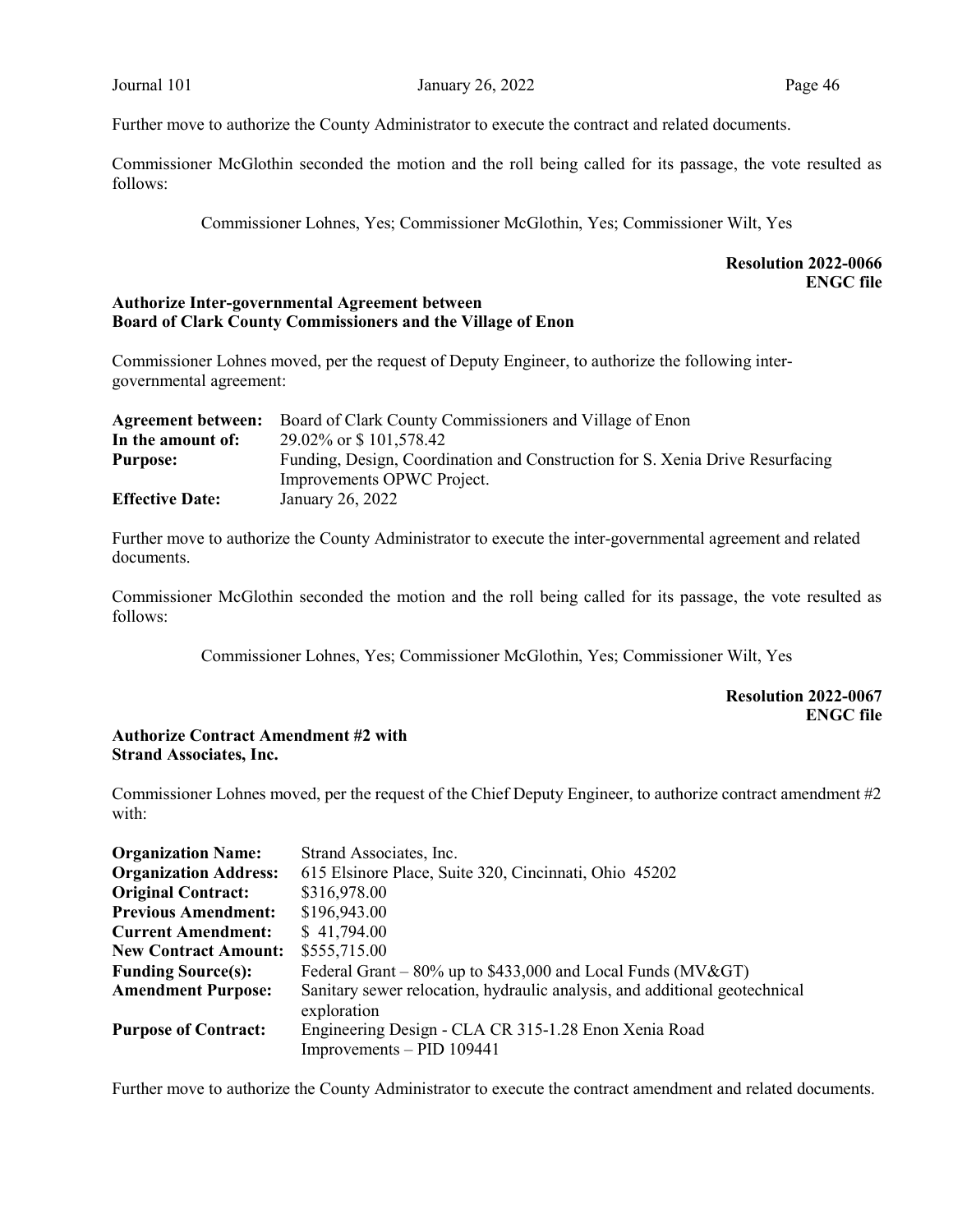Further move to authorize the County Administrator to execute the contract and related documents.

Commissioner McGlothin seconded the motion and the roll being called for its passage, the vote resulted as follows:

Commissioner Lohnes, Yes; Commissioner McGlothin, Yes; Commissioner Wilt, Yes

**Resolution 2022-0066**
**ENGC file**

**Authorize Inter-governmental Agreement between Board of Clark County Commissioners and the Village of Enon**

Commissioner Lohnes moved, per the request of Deputy Engineer, to authorize the following inter-governmental agreement:

| | |
|---|---|
| **Agreement between:** | Board of Clark County Commissioners and Village of Enon |
| **In the amount of:** | 29.02% or $ 101,578.42 |
| **Purpose:** | Funding, Design, Coordination and Construction for S. Xenia Drive Resurfacing Improvements OPWC Project. |
| **Effective Date:** | January 26, 2022 |

Further move to authorize the County Administrator to execute the inter-governmental agreement and related documents.

Commissioner McGlothin seconded the motion and the roll being called for its passage, the vote resulted as follows:

Commissioner Lohnes, Yes; Commissioner McGlothin, Yes; Commissioner Wilt, Yes

**Resolution 2022-0067**
**ENGC file**

**Authorize Contract Amendment #2 with Strand Associates, Inc.**

Commissioner Lohnes moved, per the request of the Chief Deputy Engineer, to authorize contract amendment #2 with:

| | |
|---|---|
| **Organization Name:** | Strand Associates, Inc. |
| **Organization Address:** | 615 Elsinore Place, Suite 320, Cincinnati, Ohio 45202 |
| **Original Contract:** | $316,978.00 |
| **Previous Amendment:** | $196,943.00 |
| **Current Amendment:** | $ 41,794.00 |
| **New Contract Amount:** | $555,715.00 |
| **Funding Source(s):** | Federal Grant – 80% up to $433,000 and Local Funds (MV&GT) |
| **Amendment Purpose:** | Sanitary sewer relocation, hydraulic analysis, and additional geotechnical exploration |
| **Purpose of Contract:** | Engineering Design - CLA CR 315-1.28 Enon Xenia Road Improvements – PID 109441 |

Further move to authorize the County Administrator to execute the contract amendment and related documents.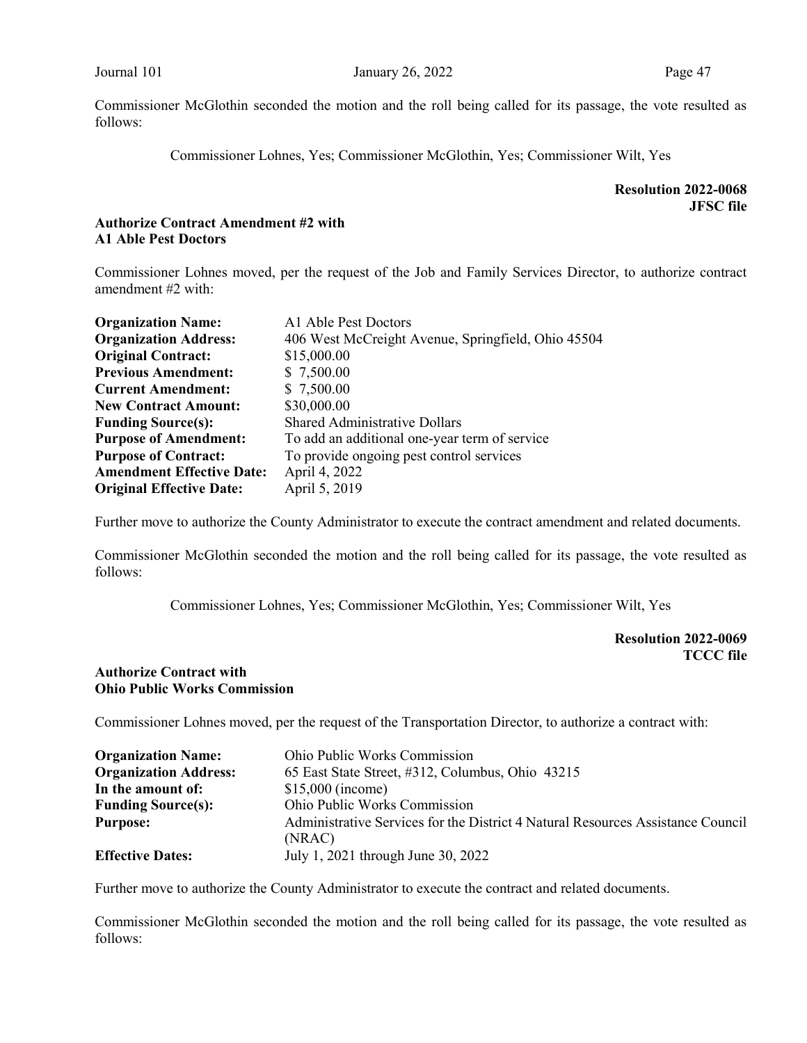Commissioner McGlothin seconded the motion and the roll being called for its passage, the vote resulted as follows:

Commissioner Lohnes, Yes; Commissioner McGlothin, Yes; Commissioner Wilt, Yes

**Resolution 2022-0068**
**JFSC file**

**Authorize Contract Amendment #2 with A1 Able Pest Doctors**

Commissioner Lohnes moved, per the request of the Job and Family Services Director, to authorize contract amendment #2 with:

| | |
|---|---|
| **Organization Name:** | A1 Able Pest Doctors |
| **Organization Address:** | 406 West McCreight Avenue, Springfield, Ohio 45504 |
| **Original Contract:** | $15,000.00 |
| **Previous Amendment:** | $ 7,500.00 |
| **Current Amendment:** | $ 7,500.00 |
| **New Contract Amount:** | $30,000.00 |
| **Funding Source(s):** | Shared Administrative Dollars |
| **Purpose of Amendment:** | To add an additional one-year term of service |
| **Purpose of Contract:** | To provide ongoing pest control services |
| **Amendment Effective Date:** | April 4, 2022 |
| **Original Effective Date:** | April 5, 2019 |

Further move to authorize the County Administrator to execute the contract amendment and related documents.

Commissioner McGlothin seconded the motion and the roll being called for its passage, the vote resulted as follows:

Commissioner Lohnes, Yes; Commissioner McGlothin, Yes; Commissioner Wilt, Yes

**Resolution 2022-0069**
**TCCC file**

**Authorize Contract with Ohio Public Works Commission**

Commissioner Lohnes moved, per the request of the Transportation Director, to authorize a contract with:

| | |
|---|---|
| **Organization Name:** | Ohio Public Works Commission |
| **Organization Address:** | 65 East State Street, #312, Columbus, Ohio 43215 |
| **In the amount of:** | $15,000 (income) |
| **Funding Source(s):** | Ohio Public Works Commission |
| **Purpose:** | Administrative Services for the District 4 Natural Resources Assistance Council (NRAC) |
| **Effective Dates:** | July 1, 2021 through June 30, 2022 |

Further move to authorize the County Administrator to execute the contract and related documents.

Commissioner McGlothin seconded the motion and the roll being called for its passage, the vote resulted as follows: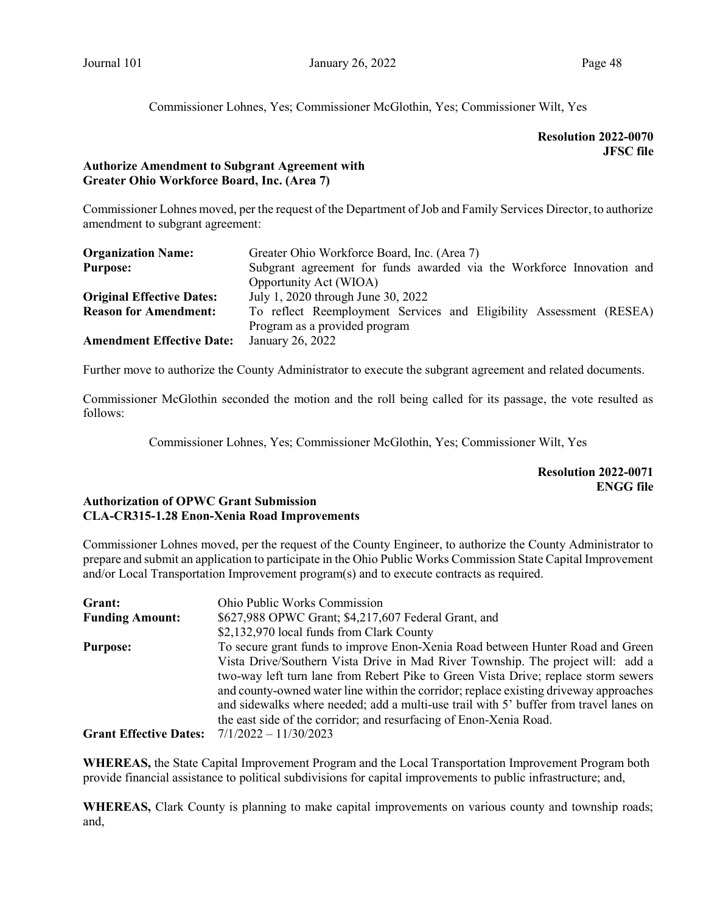Commissioner Lohnes, Yes; Commissioner McGlothin, Yes; Commissioner Wilt, Yes

**Resolution 2022-0070**
**JFSC file**

**Authorize Amendment to Subgrant Agreement with Greater Ohio Workforce Board, Inc. (Area 7)**

Commissioner Lohnes moved, per the request of the Department of Job and Family Services Director, to authorize amendment to subgrant agreement:

| | |
|---|---|
| **Organization Name:** | Greater Ohio Workforce Board, Inc. (Area 7) |
| **Purpose:** | Subgrant agreement for funds awarded via the Workforce Innovation and Opportunity Act (WIOA) |
| **Original Effective Dates:** | July 1, 2020 through June 30, 2022 |
| **Reason for Amendment:** | To reflect Reemployment Services and Eligibility Assessment (RESEA) Program as a provided program |
| **Amendment Effective Date:** | January 26, 2022 |

Further move to authorize the County Administrator to execute the subgrant agreement and related documents.

Commissioner McGlothin seconded the motion and the roll being called for its passage, the vote resulted as follows:

Commissioner Lohnes, Yes; Commissioner McGlothin, Yes; Commissioner Wilt, Yes

**Resolution 2022-0071**
**ENGG file**

**Authorization of OPWC Grant Submission CLA-CR315-1.28 Enon-Xenia Road Improvements**

Commissioner Lohnes moved, per the request of the County Engineer, to authorize the County Administrator to prepare and submit an application to participate in the Ohio Public Works Commission State Capital Improvement and/or Local Transportation Improvement program(s) and to execute contracts as required.

| | |
|---|---|
| **Grant:** | Ohio Public Works Commission |
| **Funding Amount:** | \$627,988 OPWC Grant; \$4,217,607 Federal Grant, and \$2,132,970 local funds from Clark County |
| **Purpose:** | To secure grant funds to improve Enon-Xenia Road between Hunter Road and Green Vista Drive/Southern Vista Drive in Mad River Township. The project will: add a two-way left turn lane from Rebert Pike to Green Vista Drive; replace storm sewers and county-owned water line within the corridor; replace existing driveway approaches and sidewalks where needed; add a multi-use trail with 5' buffer from travel lanes on the east side of the corridor; and resurfacing of Enon-Xenia Road. |
| **Grant Effective Dates:** | 7/1/2022 – 11/30/2023 |

**WHEREAS,** the State Capital Improvement Program and the Local Transportation Improvement Program both provide financial assistance to political subdivisions for capital improvements to public infrastructure; and,

**WHEREAS,** Clark County is planning to make capital improvements on various county and township roads; and,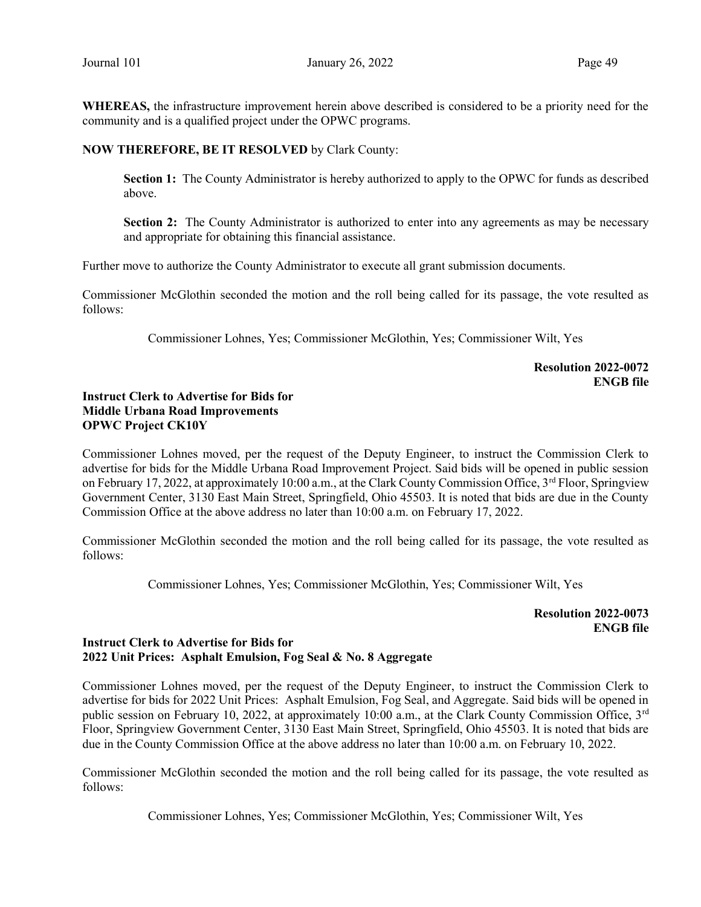**WHEREAS,** the infrastructure improvement herein above described is considered to be a priority need for the community and is a qualified project under the OPWC programs.

**NOW THEREFORE, BE IT RESOLVED** by Clark County:

> **Section 1:** The County Administrator is hereby authorized to apply to the OPWC for funds as described above.
>
> **Section 2:** The County Administrator is authorized to enter into any agreements as may be necessary and appropriate for obtaining this financial assistance.

Further move to authorize the County Administrator to execute all grant submission documents.

Commissioner McGlothin seconded the motion and the roll being called for its passage, the vote resulted as follows:

Commissioner Lohnes, Yes; Commissioner McGlothin, Yes; Commissioner Wilt, Yes

**Resolution 2022-0072**
**ENGB file**

**Instruct Clerk to Advertise for Bids for**
**Middle Urbana Road Improvements**
**OPWC Project CK10Y**

Commissioner Lohnes moved, per the request of the Deputy Engineer, to instruct the Commission Clerk to advertise for bids for the Middle Urbana Road Improvement Project. Said bids will be opened in public session on February 17, 2022, at approximately 10:00 a.m., at the Clark County Commission Office, 3rd Floor, Springview Government Center, 3130 East Main Street, Springfield, Ohio 45503. It is noted that bids are due in the County Commission Office at the above address no later than 10:00 a.m. on February 17, 2022.

Commissioner McGlothin seconded the motion and the roll being called for its passage, the vote resulted as follows:

Commissioner Lohnes, Yes; Commissioner McGlothin, Yes; Commissioner Wilt, Yes

**Resolution 2022-0073**
**ENGB file**

**Instruct Clerk to Advertise for Bids for**
**2022 Unit Prices: Asphalt Emulsion, Fog Seal & No. 8 Aggregate**

Commissioner Lohnes moved, per the request of the Deputy Engineer, to instruct the Commission Clerk to advertise for bids for 2022 Unit Prices: Asphalt Emulsion, Fog Seal, and Aggregate. Said bids will be opened in public session on February 10, 2022, at approximately 10:00 a.m., at the Clark County Commission Office, 3rd Floor, Springview Government Center, 3130 East Main Street, Springfield, Ohio 45503. It is noted that bids are due in the County Commission Office at the above address no later than 10:00 a.m. on February 10, 2022.

Commissioner McGlothin seconded the motion and the roll being called for its passage, the vote resulted as follows:

Commissioner Lohnes, Yes; Commissioner McGlothin, Yes; Commissioner Wilt, Yes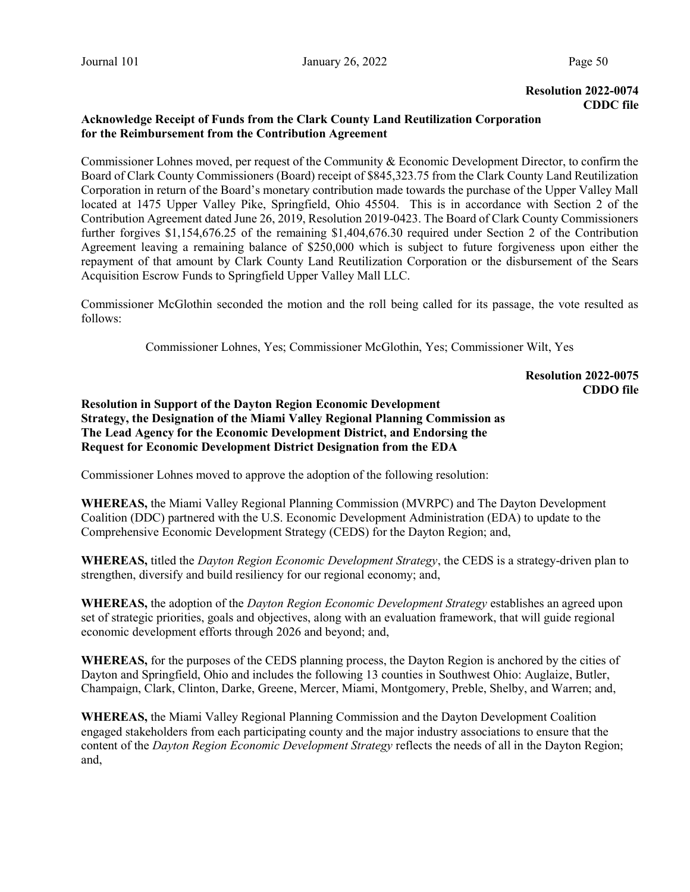**Resolution 2022-0074**
**CDDC file**

**Acknowledge Receipt of Funds from the Clark County Land Reutilization Corporation for the Reimbursement from the Contribution Agreement**

Commissioner Lohnes moved, per request of the Community & Economic Development Director, to confirm the Board of Clark County Commissioners (Board) receipt of $845,323.75 from the Clark County Land Reutilization Corporation in return of the Board's monetary contribution made towards the purchase of the Upper Valley Mall located at 1475 Upper Valley Pike, Springfield, Ohio 45504. This is in accordance with Section 2 of the Contribution Agreement dated June 26, 2019, Resolution 2019-0423. The Board of Clark County Commissioners further forgives $1,154,676.25 of the remaining $1,404,676.30 required under Section 2 of the Contribution Agreement leaving a remaining balance of $250,000 which is subject to future forgiveness upon either the repayment of that amount by Clark County Land Reutilization Corporation or the disbursement of the Sears Acquisition Escrow Funds to Springfield Upper Valley Mall LLC.

Commissioner McGlothin seconded the motion and the roll being called for its passage, the vote resulted as follows:

Commissioner Lohnes, Yes; Commissioner McGlothin, Yes; Commissioner Wilt, Yes

**Resolution 2022-0075**
**CDDO file**

**Resolution in Support of the Dayton Region Economic Development Strategy, the Designation of the Miami Valley Regional Planning Commission as The Lead Agency for the Economic Development District, and Endorsing the Request for Economic Development District Designation from the EDA**

Commissioner Lohnes moved to approve the adoption of the following resolution:

**WHEREAS,** the Miami Valley Regional Planning Commission (MVRPC) and The Dayton Development Coalition (DDC) partnered with the U.S. Economic Development Administration (EDA) to update to the Comprehensive Economic Development Strategy (CEDS) for the Dayton Region; and,

**WHEREAS,** titled the *Dayton Region Economic Development Strategy*, the CEDS is a strategy-driven plan to strengthen, diversify and build resiliency for our regional economy; and,

**WHEREAS,** the adoption of the *Dayton Region Economic Development Strategy* establishes an agreed upon set of strategic priorities, goals and objectives, along with an evaluation framework, that will guide regional economic development efforts through 2026 and beyond; and,

**WHEREAS,** for the purposes of the CEDS planning process, the Dayton Region is anchored by the cities of Dayton and Springfield, Ohio and includes the following 13 counties in Southwest Ohio: Auglaize, Butler, Champaign, Clark, Clinton, Darke, Greene, Mercer, Miami, Montgomery, Preble, Shelby, and Warren; and,

**WHEREAS,** the Miami Valley Regional Planning Commission and the Dayton Development Coalition engaged stakeholders from each participating county and the major industry associations to ensure that the content of the *Dayton Region Economic Development Strategy* reflects the needs of all in the Dayton Region; and,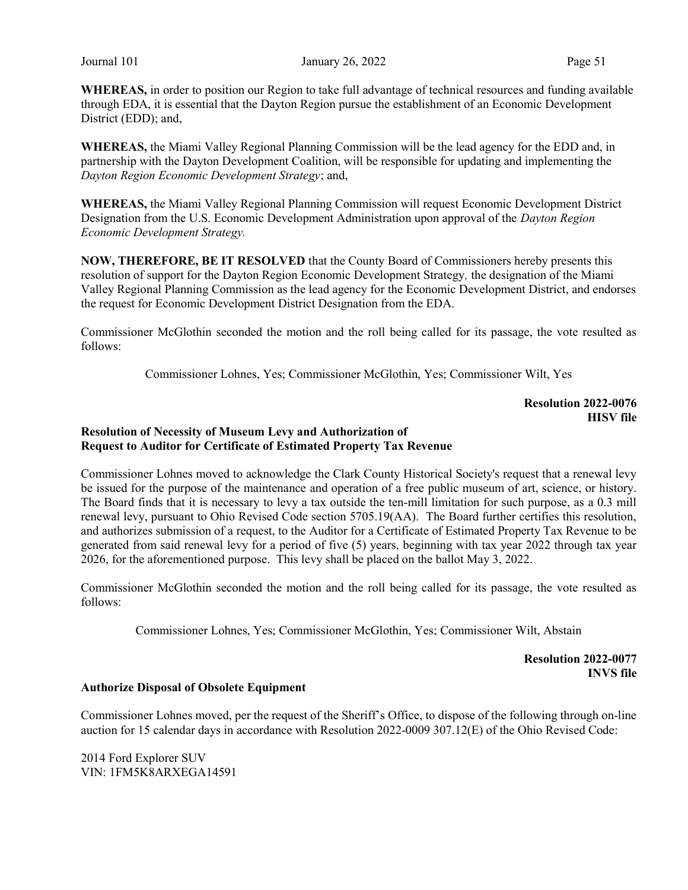**WHEREAS,** in order to position our Region to take full advantage of technical resources and funding available through EDA, it is essential that the Dayton Region pursue the establishment of an Economic Development District (EDD); and,

**WHEREAS,** the Miami Valley Regional Planning Commission will be the lead agency for the EDD and, in partnership with the Dayton Development Coalition, will be responsible for updating and implementing the *Dayton Region Economic Development Strategy*; and,

**WHEREAS,** the Miami Valley Regional Planning Commission will request Economic Development District Designation from the U.S. Economic Development Administration upon approval of the *Dayton Region Economic Development Strategy.*

**NOW, THEREFORE, BE IT RESOLVED** that the County Board of Commissioners hereby presents this resolution of support for the Dayton Region Economic Development Strategy*,* the designation of the Miami Valley Regional Planning Commission as the lead agency for the Economic Development District, and endorses the request for Economic Development District Designation from the EDA.

Commissioner McGlothin seconded the motion and the roll being called for its passage, the vote resulted as follows:

Commissioner Lohnes, Yes; Commissioner McGlothin, Yes; Commissioner Wilt, Yes

**Resolution 2022-0076**
**HISV file**

**Resolution of Necessity of Museum Levy and Authorization of Request to Auditor for Certificate of Estimated Property Tax Revenue**

Commissioner Lohnes moved to acknowledge the Clark County Historical Society's request that a renewal levy be issued for the purpose of the maintenance and operation of a free public museum of art, science, or history. The Board finds that it is necessary to levy a tax outside the ten-mill limitation for such purpose, as a 0.3 mill renewal levy, pursuant to Ohio Revised Code section 5705.19(AA). The Board further certifies this resolution, and authorizes submission of a request, to the Auditor for a Certificate of Estimated Property Tax Revenue to be generated from said renewal levy for a period of five (5) years, beginning with tax year 2022 through tax year 2026, for the aforementioned purpose. This levy shall be placed on the ballot May 3, 2022.

Commissioner McGlothin seconded the motion and the roll being called for its passage, the vote resulted as follows:

Commissioner Lohnes, Yes; Commissioner McGlothin, Yes; Commissioner Wilt, Abstain

**Resolution 2022-0077**
**INVS file**

**Authorize Disposal of Obsolete Equipment**

Commissioner Lohnes moved, per the request of the Sheriff's Office, to dispose of the following through on-line auction for 15 calendar days in accordance with Resolution 2022-0009 307.12(E) of the Ohio Revised Code:

2014 Ford Explorer SUV
VIN: 1FM5K8ARXEGA14591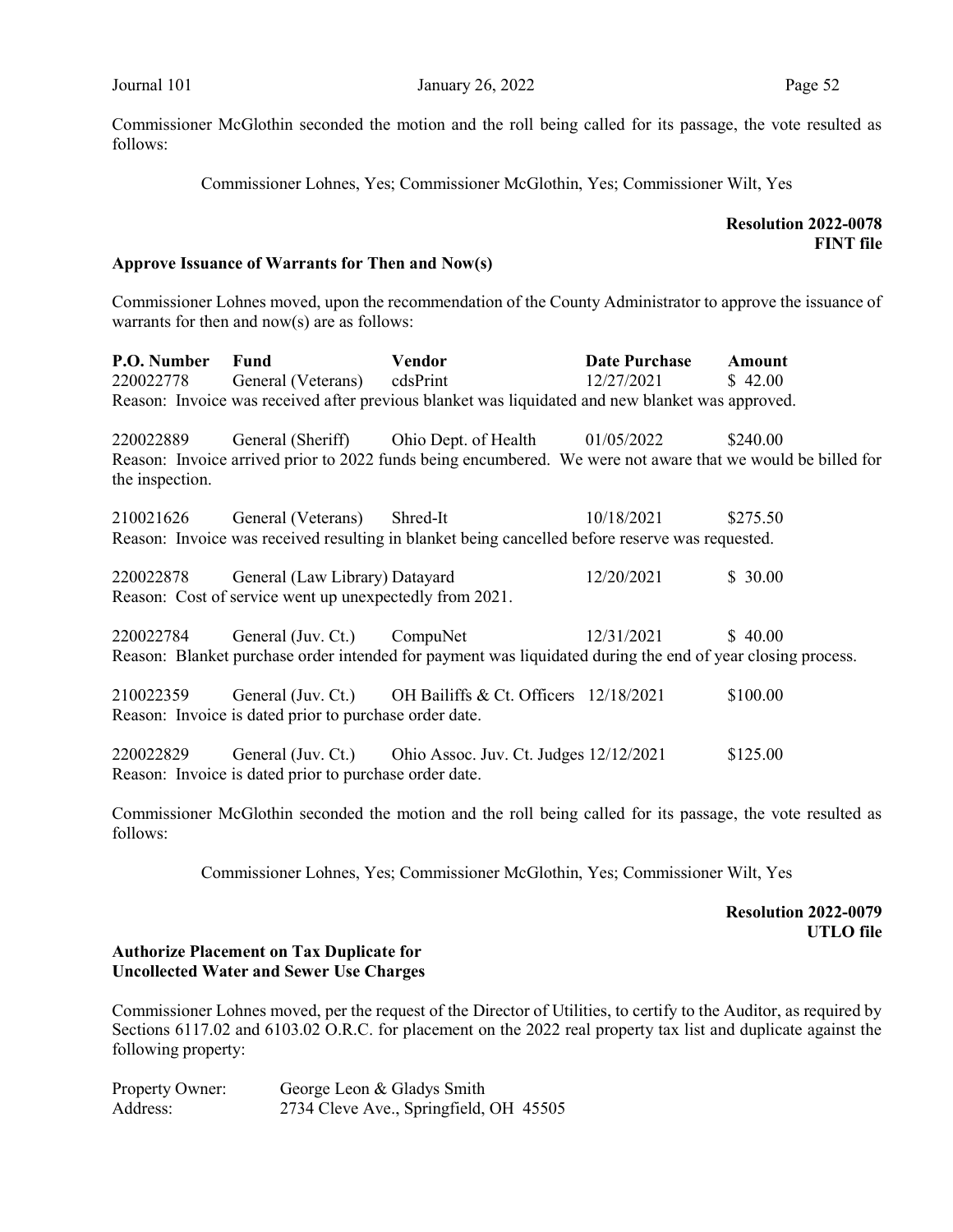Commissioner McGlothin seconded the motion and the roll being called for its passage, the vote resulted as follows:

Commissioner Lohnes, Yes; Commissioner McGlothin, Yes; Commissioner Wilt, Yes

**Resolution 2022-0078**
**FINT file**

**Approve Issuance of Warrants for Then and Now(s)**

Commissioner Lohnes moved, upon the recommendation of the County Administrator to approve the issuance of warrants for then and now(s) are as follows:

| P.O. Number | Fund | Vendor | Date Purchase | Amount |
|---|---|---|---|---|
| 220022778 | General (Veterans) | cdsPrint | 12/27/2021 | $ 42.00 |

Reason: Invoice was received after previous blanket was liquidated and new blanket was approved.

| | | | | |
|---|---|---|---|---|
| 220022889 | General (Sheriff) | Ohio Dept. of Health | 01/05/2022 | $240.00 |

Reason: Invoice arrived prior to 2022 funds being encumbered. We were not aware that we would be billed for the inspection.

| | | | | |
|---|---|---|---|---|
| 210021626 | General (Veterans) | Shred-It | 10/18/2021 | $275.50 |

Reason: Invoice was received resulting in blanket being cancelled before reserve was requested.

| | | | | |
|---|---|---|---|---|
| 220022878 | General (Law Library) | Datayard | 12/20/2021 | $ 30.00 |

Reason: Cost of service went up unexpectedly from 2021.

| | | | | |
|---|---|---|---|---|
| 220022784 | General (Juv. Ct.) | CompuNet | 12/31/2021 | $ 40.00 |

Reason: Blanket purchase order intended for payment was liquidated during the end of year closing process.

| | | | | |
|---|---|---|---|---|
| 210022359 | General (Juv. Ct.) | OH Bailiffs & Ct. Officers | 12/18/2021 | $100.00 |

Reason: Invoice is dated prior to purchase order date.

| | | | | |
|---|---|---|---|---|
| 220022829 | General (Juv. Ct.) | Ohio Assoc. Juv. Ct. Judges | 12/12/2021 | $125.00 |

Reason: Invoice is dated prior to purchase order date.

Commissioner McGlothin seconded the motion and the roll being called for its passage, the vote resulted as follows:

Commissioner Lohnes, Yes; Commissioner McGlothin, Yes; Commissioner Wilt, Yes

**Resolution 2022-0079**
**UTLO file**

**Authorize Placement on Tax Duplicate for Uncollected Water and Sewer Use Charges**

Commissioner Lohnes moved, per the request of the Director of Utilities, to certify to the Auditor, as required by Sections 6117.02 and 6103.02 O.R.C. for placement on the 2022 real property tax list and duplicate against the following property:

Property Owner: George Leon & Gladys Smith
Address: 2734 Cleve Ave., Springfield, OH 45505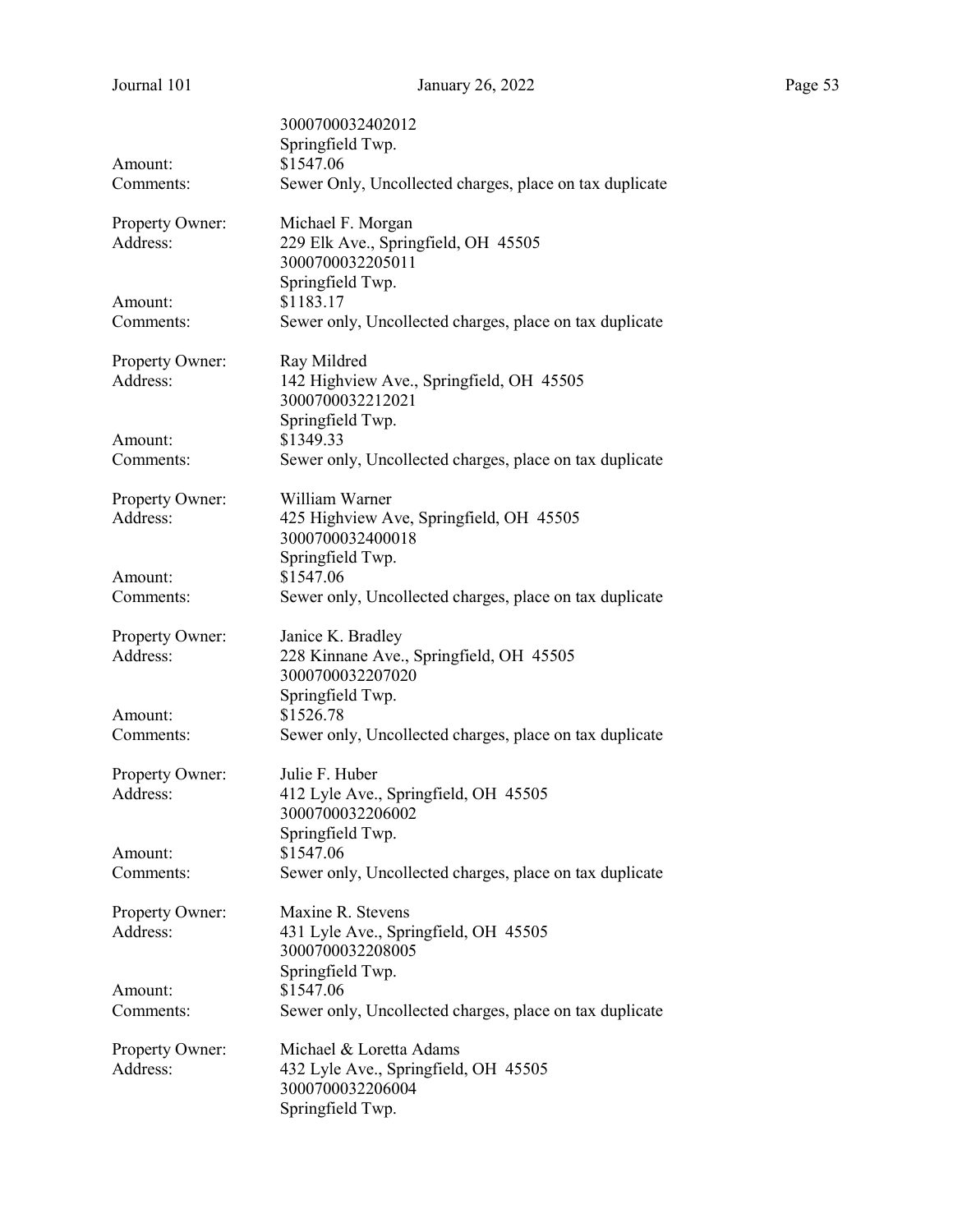3000700032402012
Springfield Twp.

Amount: $1547.06
Comments: Sewer Only, Uncollected charges, place on tax duplicate

Property Owner: Michael F. Morgan
Address: 229 Elk Ave., Springfield, OH 45505
3000700032205011
Springfield Twp.
Amount: $1183.17
Comments: Sewer only, Uncollected charges, place on tax duplicate

Property Owner: Ray Mildred
Address: 142 Highview Ave., Springfield, OH 45505
3000700032212021
Springfield Twp.
Amount: $1349.33
Comments: Sewer only, Uncollected charges, place on tax duplicate

Property Owner: William Warner
Address: 425 Highview Ave, Springfield, OH 45505
3000700032400018
Springfield Twp.
Amount: $1547.06
Comments: Sewer only, Uncollected charges, place on tax duplicate

Property Owner: Janice K. Bradley
Address: 228 Kinnane Ave., Springfield, OH 45505
3000700032207020
Springfield Twp.
Amount: $1526.78
Comments: Sewer only, Uncollected charges, place on tax duplicate

Property Owner: Julie F. Huber
Address: 412 Lyle Ave., Springfield, OH 45505
3000700032206002
Springfield Twp.
Amount: $1547.06
Comments: Sewer only, Uncollected charges, place on tax duplicate

Property Owner: Maxine R. Stevens
Address: 431 Lyle Ave., Springfield, OH 45505
3000700032208005
Springfield Twp.
Amount: $1547.06
Comments: Sewer only, Uncollected charges, place on tax duplicate

Property Owner: Michael & Loretta Adams
Address: 432 Lyle Ave., Springfield, OH 45505
3000700032206004
Springfield Twp.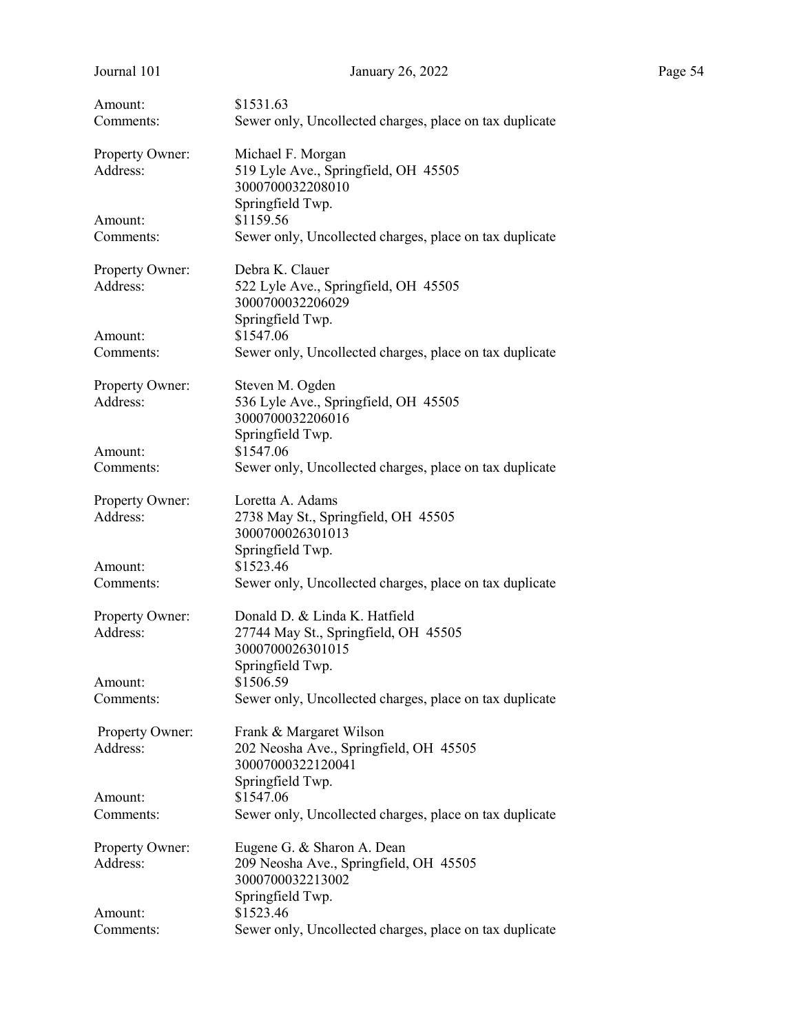Amount: $1531.63
Comments: Sewer only, Uncollected charges, place on tax duplicate

Property Owner: Michael F. Morgan
Address: 519 Lyle Ave., Springfield, OH 45505
3000700032208010
Springfield Twp.
Amount: $1159.56
Comments: Sewer only, Uncollected charges, place on tax duplicate

Property Owner: Debra K. Clauer
Address: 522 Lyle Ave., Springfield, OH 45505
3000700032206029
Springfield Twp.
Amount: $1547.06
Comments: Sewer only, Uncollected charges, place on tax duplicate

Property Owner: Steven M. Ogden
Address: 536 Lyle Ave., Springfield, OH 45505
3000700032206016
Springfield Twp.
Amount: $1547.06
Comments: Sewer only, Uncollected charges, place on tax duplicate

Property Owner: Loretta A. Adams
Address: 2738 May St., Springfield, OH 45505
3000700026301013
Springfield Twp.
Amount: $1523.46
Comments: Sewer only, Uncollected charges, place on tax duplicate

Property Owner: Donald D. & Linda K. Hatfield
Address: 27744 May St., Springfield, OH 45505
3000700026301015
Springfield Twp.
Amount: $1506.59
Comments: Sewer only, Uncollected charges, place on tax duplicate

Property Owner: Frank & Margaret Wilson
Address: 202 Neosha Ave., Springfield, OH 45505
30007000322120041
Springfield Twp.
Amount: $1547.06
Comments: Sewer only, Uncollected charges, place on tax duplicate

Property Owner: Eugene G. & Sharon A. Dean
Address: 209 Neosha Ave., Springfield, OH 45505
3000700032213002
Springfield Twp.
Amount: $1523.46
Comments: Sewer only, Uncollected charges, place on tax duplicate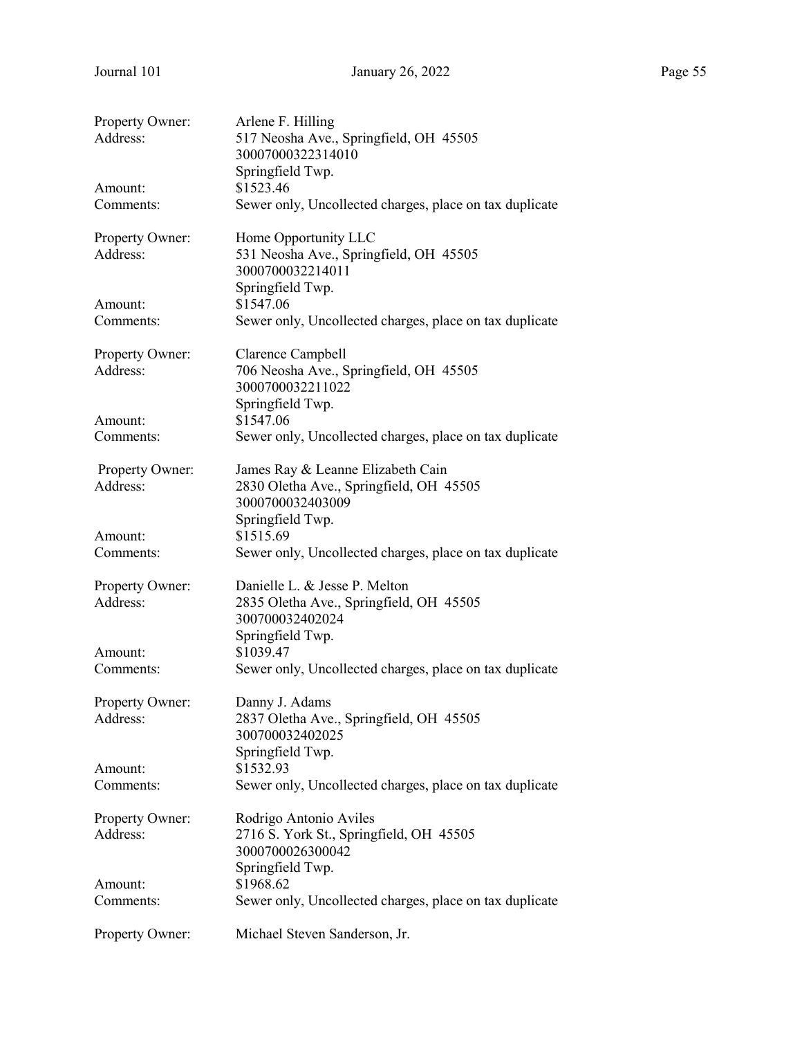Property Owner: Arlene F. Hilling
Address: 517 Neosha Ave., Springfield, OH 45505
30007000322314010
Springfield Twp.
Amount: $1523.46
Comments: Sewer only, Uncollected charges, place on tax duplicate

Property Owner: Home Opportunity LLC
Address: 531 Neosha Ave., Springfield, OH 45505
3000700032214011
Springfield Twp.
Amount: $1547.06
Comments: Sewer only, Uncollected charges, place on tax duplicate

Property Owner: Clarence Campbell
Address: 706 Neosha Ave., Springfield, OH 45505
3000700032211022
Springfield Twp.
Amount: $1547.06
Comments: Sewer only, Uncollected charges, place on tax duplicate

Property Owner: James Ray & Leanne Elizabeth Cain
Address: 2830 Oletha Ave., Springfield, OH 45505
3000700032403009
Springfield Twp.
Amount: $1515.69
Comments: Sewer only, Uncollected charges, place on tax duplicate

Property Owner: Danielle L. & Jesse P. Melton
Address: 2835 Oletha Ave., Springfield, OH 45505
300700032402024
Springfield Twp.
Amount: $1039.47
Comments: Sewer only, Uncollected charges, place on tax duplicate

Property Owner: Danny J. Adams
Address: 2837 Oletha Ave., Springfield, OH 45505
300700032402025
Springfield Twp.
Amount: $1532.93
Comments: Sewer only, Uncollected charges, place on tax duplicate

Property Owner: Rodrigo Antonio Aviles
Address: 2716 S. York St., Springfield, OH 45505
3000700026300042
Springfield Twp.
Amount: $1968.62
Comments: Sewer only, Uncollected charges, place on tax duplicate

Property Owner: Michael Steven Sanderson, Jr.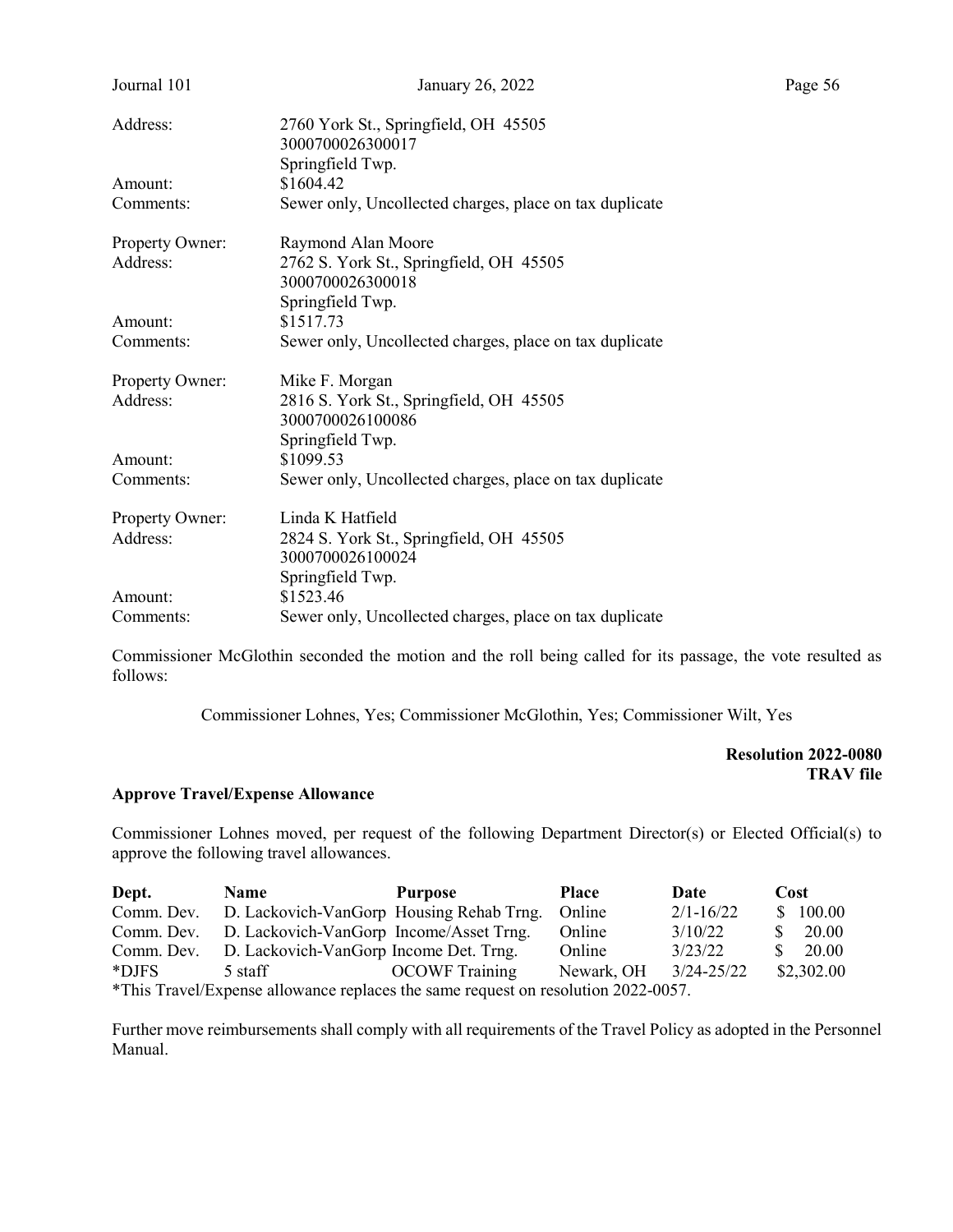Address: 2760 York St., Springfield, OH 45505
3000700026300017
Springfield Twp.
Amount: $1604.42
Comments: Sewer only, Uncollected charges, place on tax duplicate

Property Owner: Raymond Alan Moore
Address: 2762 S. York St., Springfield, OH 45505
3000700026300018
Springfield Twp.
Amount: $1517.73
Comments: Sewer only, Uncollected charges, place on tax duplicate

Property Owner: Mike F. Morgan
Address: 2816 S. York St., Springfield, OH 45505
3000700026100086
Springfield Twp.
Amount: $1099.53
Comments: Sewer only, Uncollected charges, place on tax duplicate

Property Owner: Linda K Hatfield
Address: 2824 S. York St., Springfield, OH 45505
3000700026100024
Springfield Twp.
Amount: $1523.46
Comments: Sewer only, Uncollected charges, place on tax duplicate

Commissioner McGlothin seconded the motion and the roll being called for its passage, the vote resulted as follows:

Commissioner Lohnes, Yes; Commissioner McGlothin, Yes; Commissioner Wilt, Yes

**Resolution 2022-0080**
**TRAV file**

**Approve Travel/Expense Allowance**

Commissioner Lohnes moved, per request of the following Department Director(s) or Elected Official(s) to approve the following travel allowances.

| Dept. | Name | Purpose | Place | Date | Cost |
|---|---|---|---|---|---|
| Comm. Dev. | D. Lackovich-VanGorp | Housing Rehab Trng. | Online | 2/1-16/22 | $ 100.00 |
| Comm. Dev. | D. Lackovich-VanGorp | Income/Asset Trng. | Online | 3/10/22 | $ 20.00 |
| Comm. Dev. | D. Lackovich-VanGorp | Income Det. Trng. | Online | 3/23/22 | $ 20.00 |
| *DJFS | 5 staff | OCOWF Training | Newark, OH | 3/24-25/22 | $2,302.00 |

*This Travel/Expense allowance replaces the same request on resolution 2022-0057.

Further move reimbursements shall comply with all requirements of the Travel Policy as adopted in the Personnel Manual.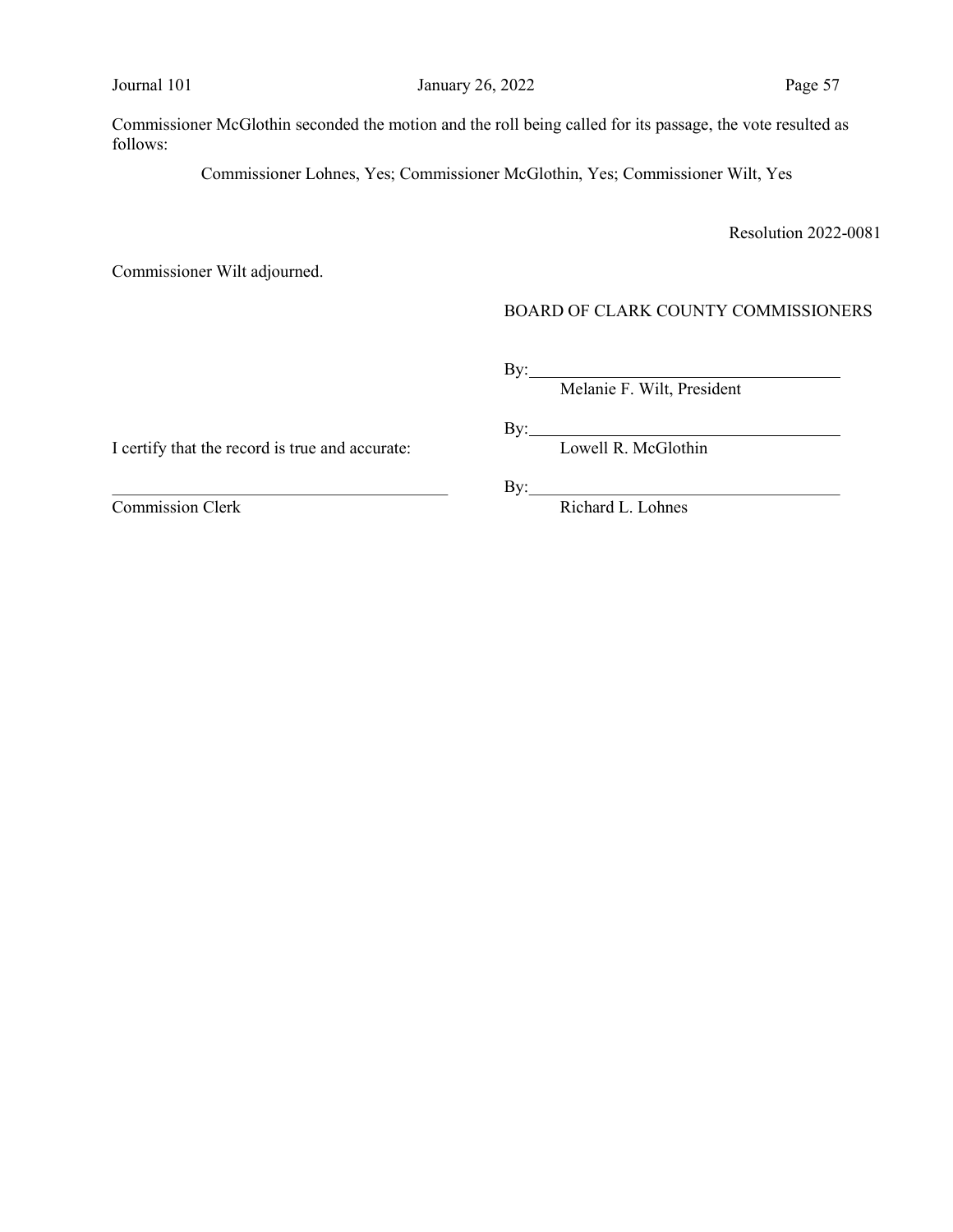Commissioner McGlothin seconded the motion and the roll being called for its passage, the vote resulted as follows:

Commissioner Lohnes, Yes; Commissioner McGlothin, Yes; Commissioner Wilt, Yes

Resolution 2022-0081

Commissioner Wilt adjourned.

BOARD OF CLARK COUNTY COMMISSIONERS

By:______________________________
Melanie F. Wilt, President

By:______________________________
Lowell R. McGlothin

I certify that the record is true and accurate:

______________________________
Commission Clerk

By:______________________________
Richard L. Lohnes